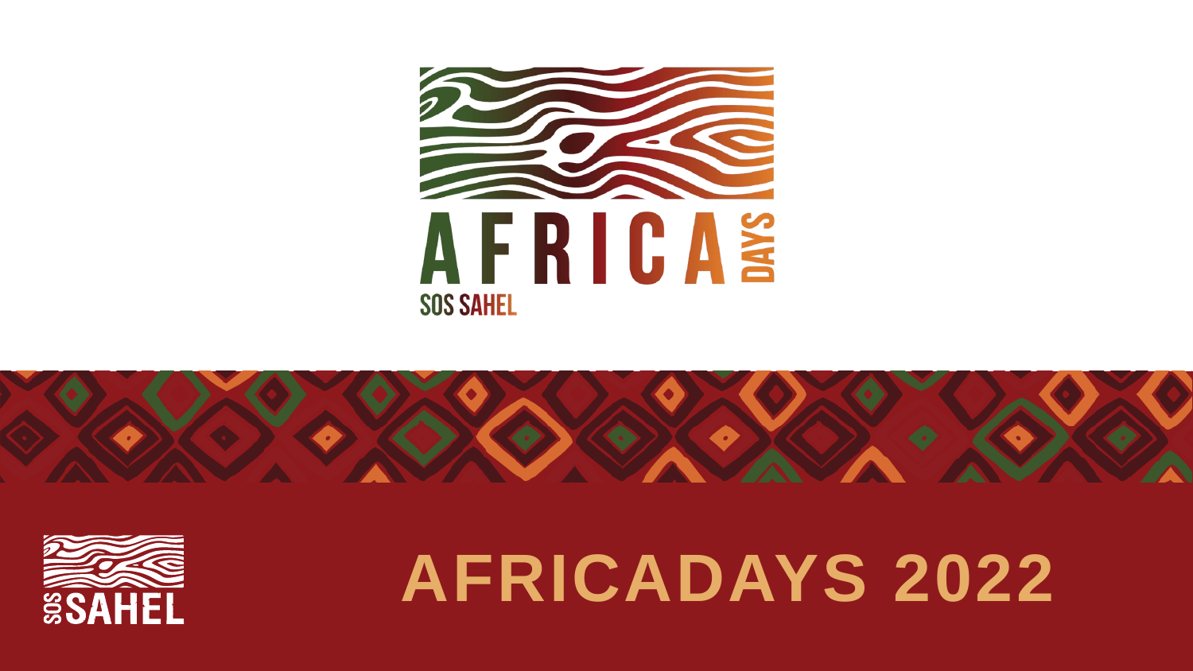# AFRICA DAYS

SOS SAHEL

SOS SAHEL

# AFRICADAYS 2022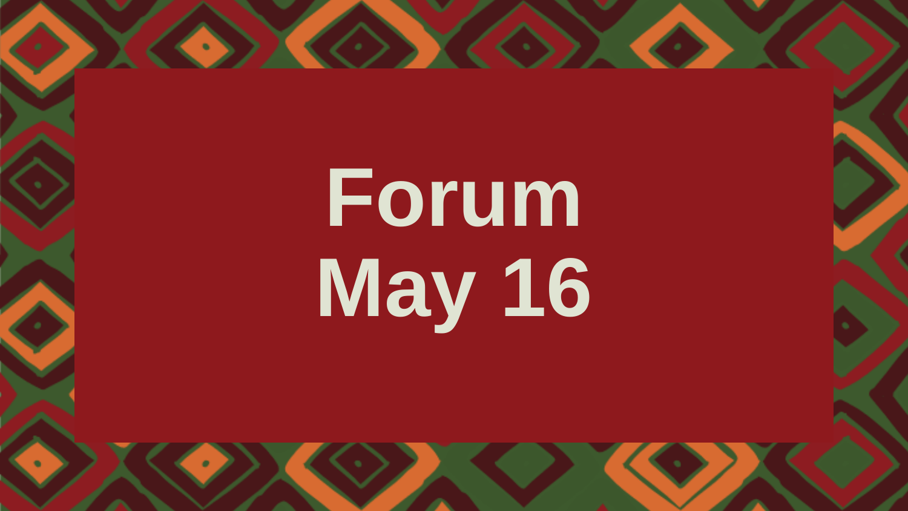# Forum
# May 16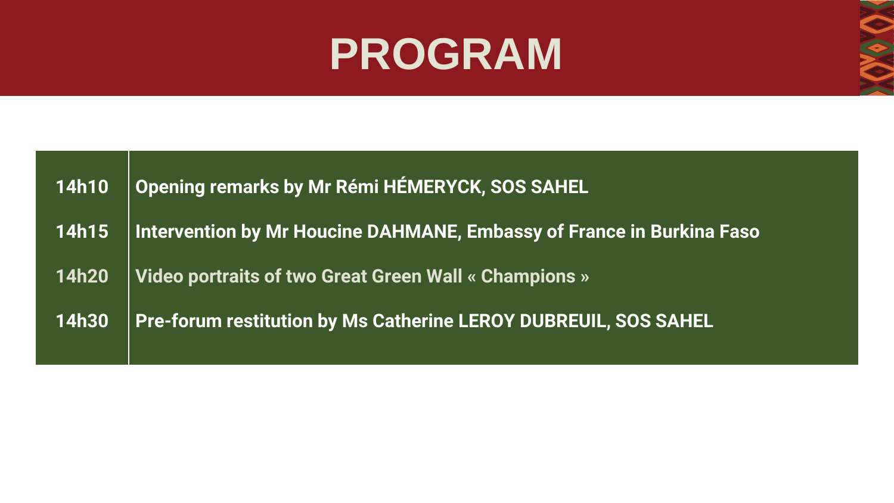# PROGRAM

| | |
|---|---|
| **14h10** | **Opening remarks by Mr Rémi HÉMERYCK, SOS SAHEL** |
| **14h15** | **Intervention by Mr Houcine DAHMANE, Embassy of France in Burkina Faso** |
| **14h20** | **Video portraits of two Great Green Wall « Champions »** |
| **14h30** | **Pre-forum restitution by Ms Catherine LEROY DUBREUIL, SOS SAHEL** |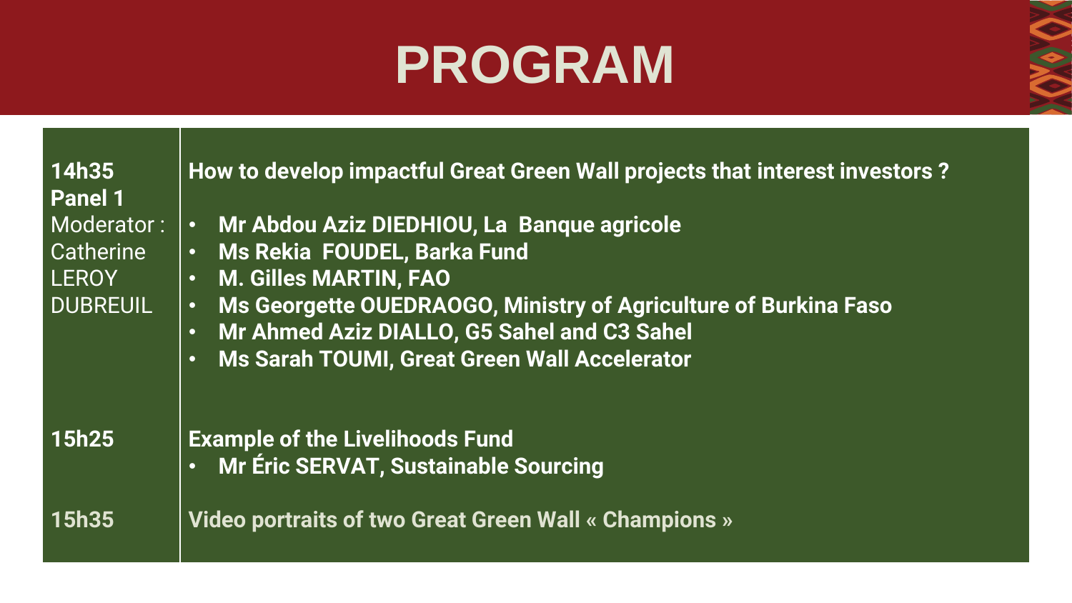# PROGRAM

| | |
|---|---|
| **14h35**<br>**Panel 1**<br>Moderator : Catherine LEROY DUBREUIL | **How to develop impactful Great Green Wall projects that interest investors ?**<br>• **Mr Abdou Aziz DIEDHIOU, La Banque agricole**<br>• **Ms Rekia FOUDEL, Barka Fund**<br>• **M. Gilles MARTIN, FAO**<br>• **Ms Georgette OUEDRAOGO, Ministry of Agriculture of Burkina Faso**<br>• **Mr Ahmed Aziz DIALLO, G5 Sahel and C3 Sahel**<br>• **Ms Sarah TOUMI, Great Green Wall Accelerator** |
| **15h25** | **Example of the Livelihoods Fund**<br>• **Mr Éric SERVAT, Sustainable Sourcing** |
| **15h35** | **Video portraits of two Great Green Wall « Champions »** |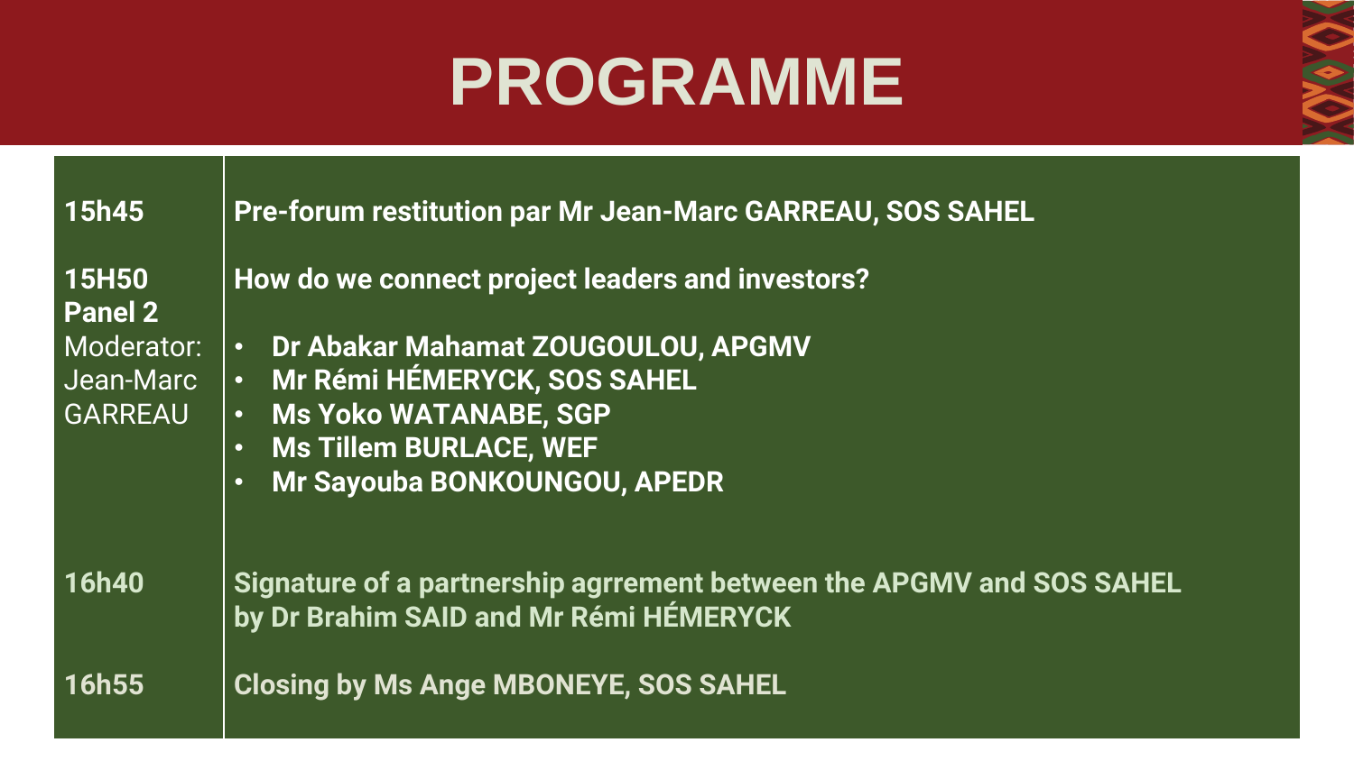# PROGRAMME

| | |
|---|---|
| **15h45** | **Pre-forum restitution par Mr Jean-Marc GARREAU, SOS SAHEL** |
| **15H50**<br>**Panel 2**<br>Moderator: Jean-Marc GARREAU | **How do we connect project leaders and investors?**<br><br>• **Dr Abakar Mahamat ZOUGOULOU, APGMV**<br>• **Mr Rémi HÉMERYCK, SOS SAHEL**<br>• **Ms Yoko WATANABE, SGP**<br>• **Ms Tillem BURLACE, WEF**<br>• **Mr Sayouba BONKOUNGOU, APEDR** |
| **16h40** | **Signature of a partnership agrrement between the APGMV and SOS SAHEL by Dr Brahim SAID and Mr Rémi HÉMERYCK** |
| **16h55** | **Closing by Ms Ange MBONEYE, SOS SAHEL** |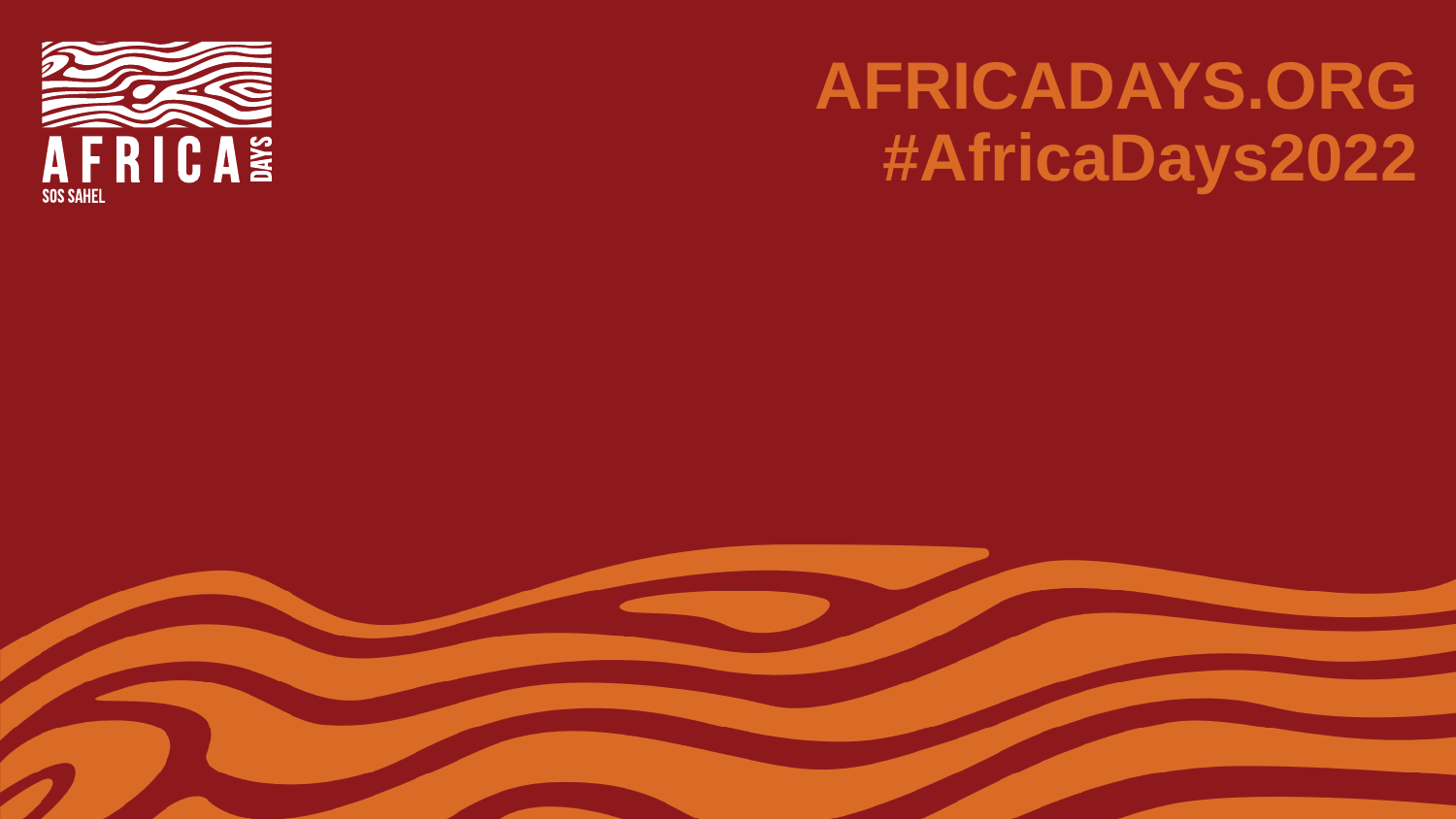AFRICA DAYS

SOS SAHEL

# AFRICADAYS.ORG
# #AfricaDays2022